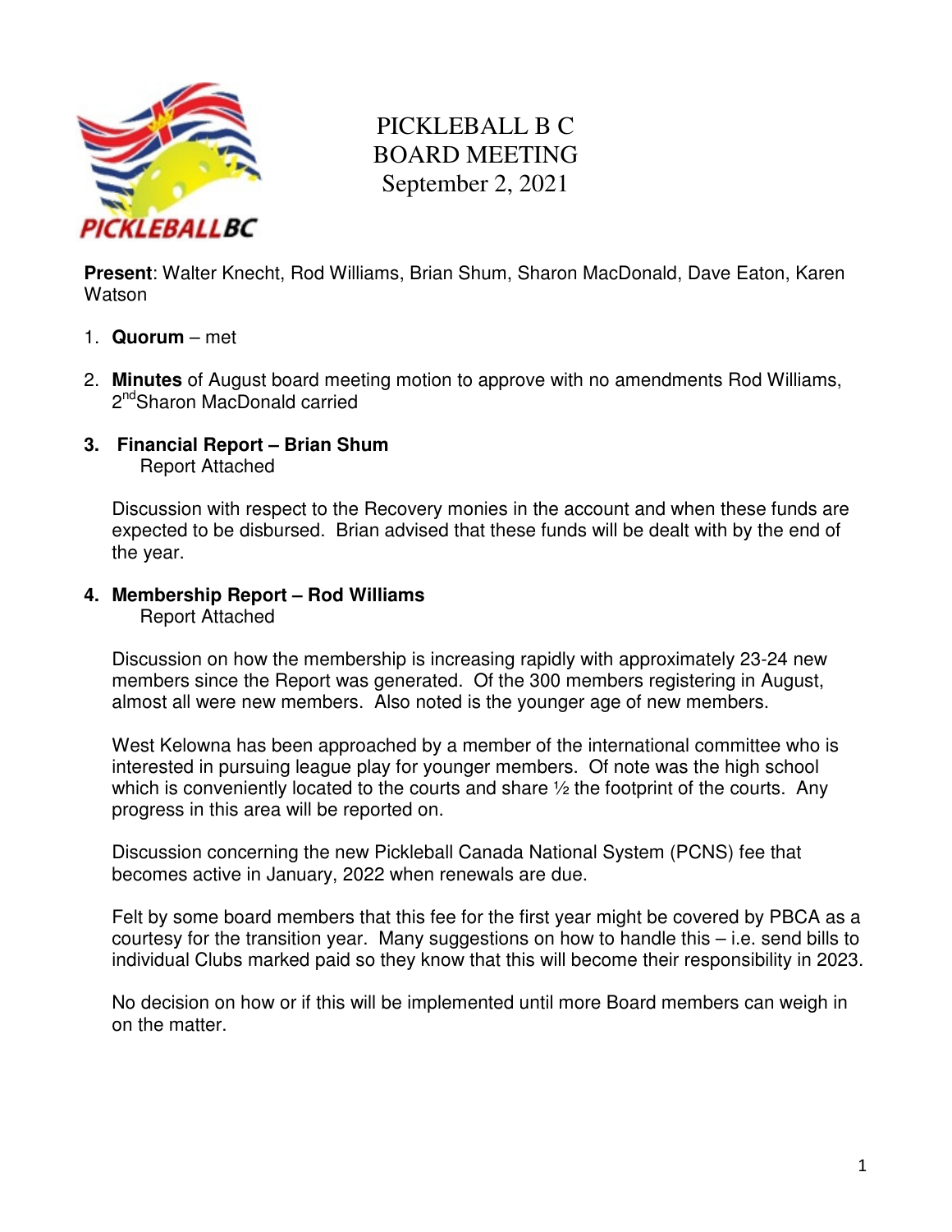# PICKLEBALL B C
# BOARD MEETING
# September 2, 2021

**Present**: Walter Knecht, Rod Williams, Brian Shum, Sharon MacDonald, Dave Eaton, Karen Watson

1. **Quorum** – met

2. **Minutes** of August board meeting motion to approve with no amendments Rod Williams, 2nd Sharon MacDonald carried

3. **Financial Report – Brian Shum**
   Report Attached

   Discussion with respect to the Recovery monies in the account and when these funds are expected to be disbursed. Brian advised that these funds will be dealt with by the end of the year.

4. **Membership Report – Rod Williams**
   Report Attached

   Discussion on how the membership is increasing rapidly with approximately 23-24 new members since the Report was generated. Of the 300 members registering in August, almost all were new members. Also noted is the younger age of new members.

   West Kelowna has been approached by a member of the international committee who is interested in pursuing league play for younger members. Of note was the high school which is conveniently located to the courts and share ½ the footprint of the courts. Any progress in this area will be reported on.

   Discussion concerning the new Pickleball Canada National System (PCNS) fee that becomes active in January, 2022 when renewals are due.

   Felt by some board members that this fee for the first year might be covered by PBCA as a courtesy for the transition year. Many suggestions on how to handle this – i.e. send bills to individual Clubs marked paid so they know that this will become their responsibility in 2023.

   No decision on how or if this will be implemented until more Board members can weigh in on the matter.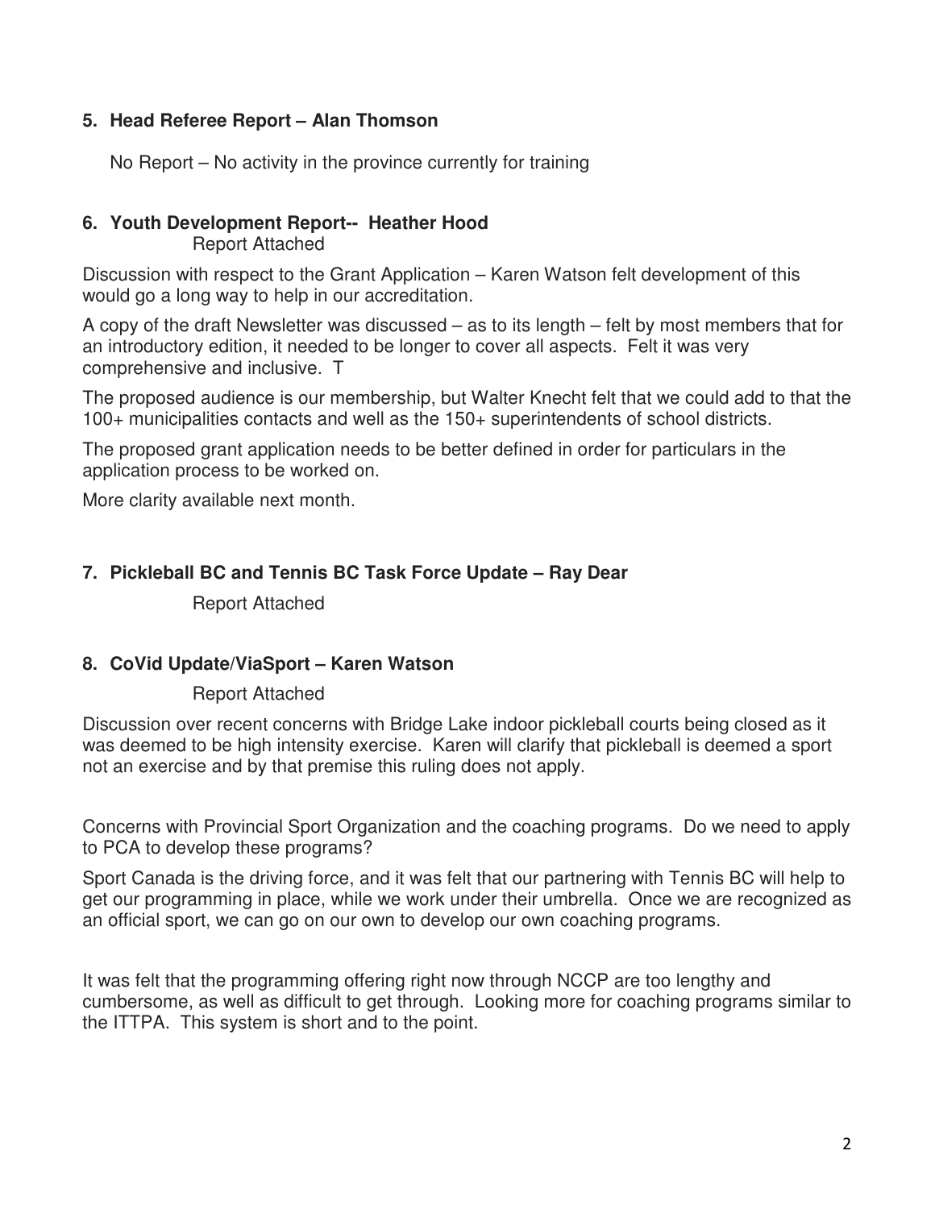**5. Head Referee Report – Alan Thomson**

No Report – No activity in the province currently for training

**6. Youth Development Report-- Heather Hood**

Report Attached

Discussion with respect to the Grant Application – Karen Watson felt development of this would go a long way to help in our accreditation.

A copy of the draft Newsletter was discussed – as to its length – felt by most members that for an introductory edition, it needed to be longer to cover all aspects. Felt it was very comprehensive and inclusive. T

The proposed audience is our membership, but Walter Knecht felt that we could add to that the 100+ municipalities contacts and well as the 150+ superintendents of school districts.

The proposed grant application needs to be better defined in order for particulars in the application process to be worked on.

More clarity available next month.

**7. Pickleball BC and Tennis BC Task Force Update – Ray Dear**

Report Attached

**8. CoVid Update/ViaSport – Karen Watson**

Report Attached

Discussion over recent concerns with Bridge Lake indoor pickleball courts being closed as it was deemed to be high intensity exercise. Karen will clarify that pickleball is deemed a sport not an exercise and by that premise this ruling does not apply.

Concerns with Provincial Sport Organization and the coaching programs. Do we need to apply to PCA to develop these programs?

Sport Canada is the driving force, and it was felt that our partnering with Tennis BC will help to get our programming in place, while we work under their umbrella. Once we are recognized as an official sport, we can go on our own to develop our own coaching programs.

It was felt that the programming offering right now through NCCP are too lengthy and cumbersome, as well as difficult to get through. Looking more for coaching programs similar to the ITTPA. This system is short and to the point.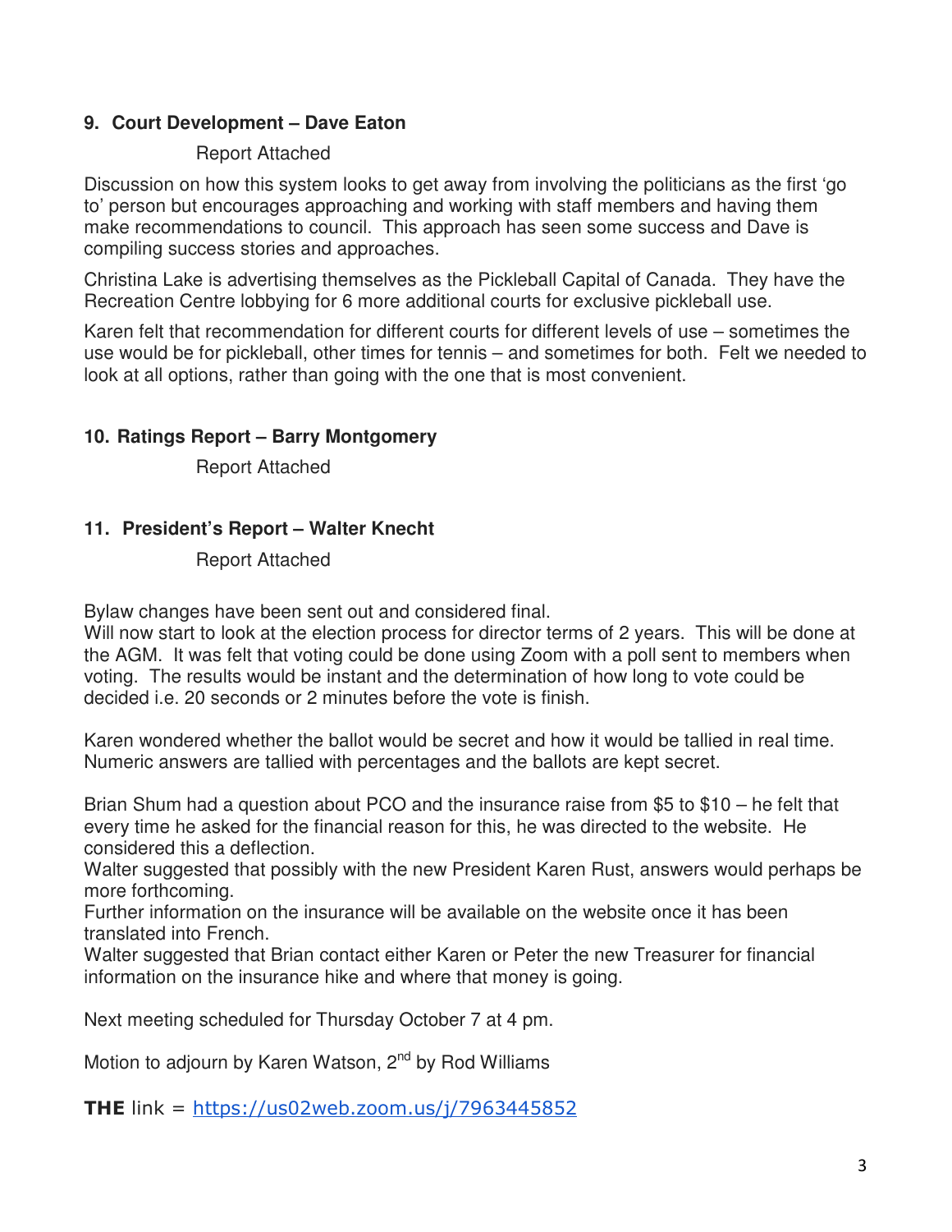### 9. Court Development – Dave Eaton

Report Attached

Discussion on how this system looks to get away from involving the politicians as the first 'go to' person but encourages approaching and working with staff members and having them make recommendations to council. This approach has seen some success and Dave is compiling success stories and approaches.

Christina Lake is advertising themselves as the Pickleball Capital of Canada. They have the Recreation Centre lobbying for 6 more additional courts for exclusive pickleball use.

Karen felt that recommendation for different courts for different levels of use – sometimes the use would be for pickleball, other times for tennis – and sometimes for both. Felt we needed to look at all options, rather than going with the one that is most convenient.

### 10. Ratings Report – Barry Montgomery

Report Attached

### 11. President's Report – Walter Knecht

Report Attached

Bylaw changes have been sent out and considered final.
Will now start to look at the election process for director terms of 2 years. This will be done at the AGM. It was felt that voting could be done using Zoom with a poll sent to members when voting. The results would be instant and the determination of how long to vote could be decided i.e. 20 seconds or 2 minutes before the vote is finish.

Karen wondered whether the ballot would be secret and how it would be tallied in real time. Numeric answers are tallied with percentages and the ballots are kept secret.

Brian Shum had a question about PCO and the insurance raise from $5 to $10 – he felt that every time he asked for the financial reason for this, he was directed to the website. He considered this a deflection.
Walter suggested that possibly with the new President Karen Rust, answers would perhaps be more forthcoming.
Further information on the insurance will be available on the website once it has been translated into French.
Walter suggested that Brian contact either Karen or Peter the new Treasurer for financial information on the insurance hike and where that money is going.

Next meeting scheduled for Thursday October 7 at 4 pm.

Motion to adjourn by Karen Watson, 2nd by Rod Williams

**THE** link = https://us02web.zoom.us/j/7963445852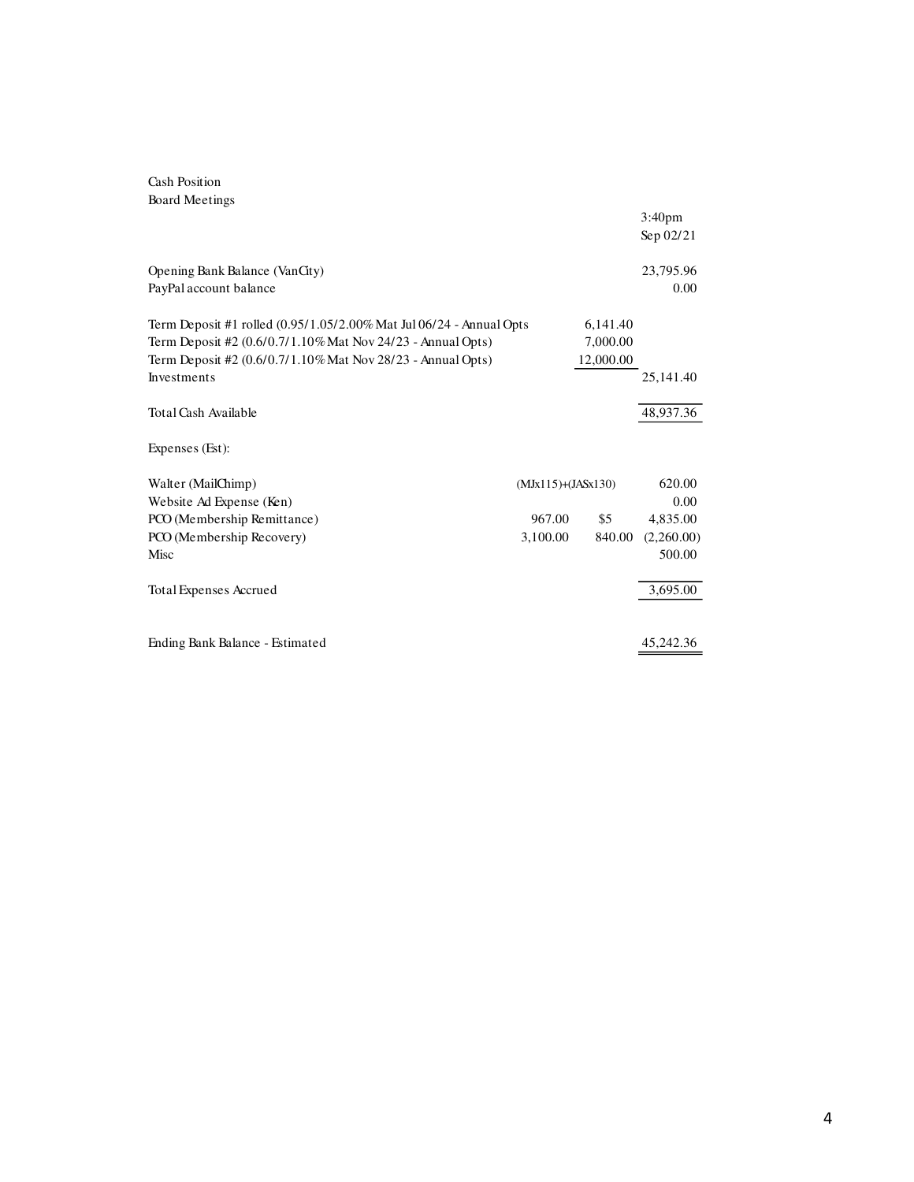Cash Position
Board Meetings

| | | | 3:40pm Sep 02/21 |
|---|---|---|---|
| Opening Bank Balance (VanCity) | | | 23,795.96 |
| PayPal account balance | | | 0.00 |
| | | | |
| Term Deposit #1 rolled (0.95/1.05/2.00% Mat Jul 06/24 - Annual Opts | | 6,141.40 | |
| Term Deposit #2 (0.6/0.7/1.10% Mat Nov 24/23 - Annual Opts) | | 7,000.00 | |
| Term Deposit #2 (0.6/0.7/1.10% Mat Nov 28/23 - Annual Opts) | | 12,000.00 | |
| Investments | | | 25,141.40 |
| | | | |
| Total Cash Available | | | 48,937.36 |
| | | | |
| Expenses (Est): | | | |
| | | | |
| Walter (MailChimp) | (MJx115)+(JASx130) | | 620.00 |
| Website Ad Expense (Ken) | | | 0.00 |
| PCO (Membership Remittance) | 967.00 | $5 | 4,835.00 |
| PCO (Membership Recovery) | 3,100.00 | 840.00 | (2,260.00) |
| Misc | | | 500.00 |
| | | | |
| Total Expenses Accrued | | | 3,695.00 |
| | | | |
| Ending Bank Balance - Estimated | | | 45,242.36 |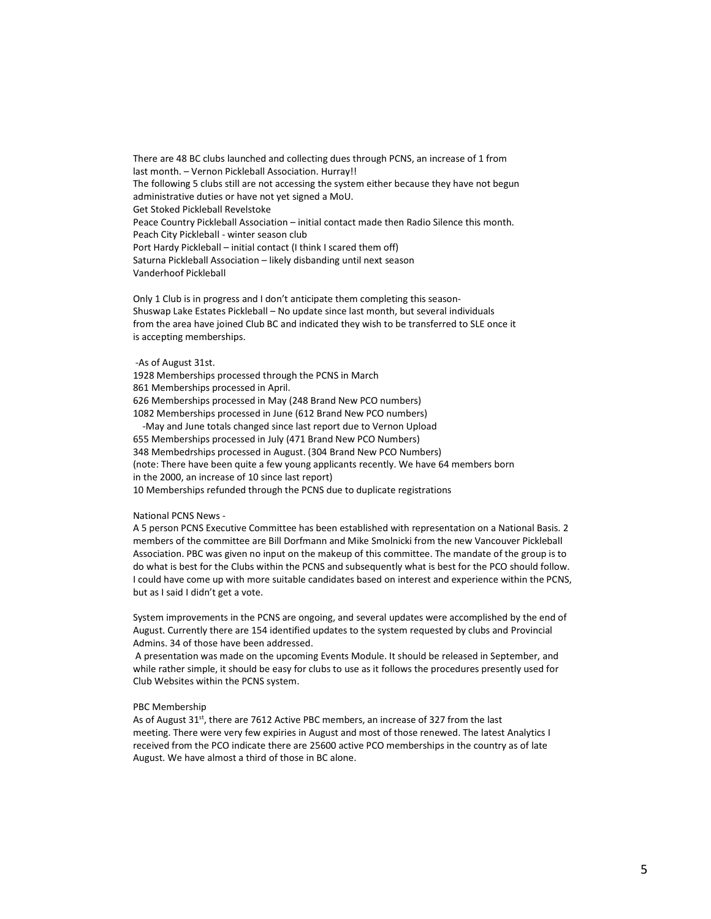There are 48 BC clubs launched and collecting dues through PCNS, an increase of 1 from last month. – Vernon Pickleball Association. Hurray!!

The following 5 clubs still are not accessing the system either because they have not begun administrative duties or have not yet signed a MoU.

Get Stoked Pickleball Revelstoke

Peace Country Pickleball Association – initial contact made then Radio Silence this month.

Peach City Pickleball - winter season club

Port Hardy Pickleball – initial contact (I think I scared them off)

Saturna Pickleball Association – likely disbanding until next season

Vanderhoof Pickleball

Only 1 Club is in progress and I don't anticipate them completing this season-

Shuswap Lake Estates Pickleball – No update since last month, but several individuals from the area have joined Club BC and indicated they wish to be transferred to SLE once it is accepting memberships.

-As of August 31st.

1928 Memberships processed through the PCNS in March

861 Memberships processed in April.

626 Memberships processed in May (248 Brand New PCO numbers)

1082 Memberships processed in June (612 Brand New PCO numbers)

-May and June totals changed since last report due to Vernon Upload

655 Memberships processed in July (471 Brand New PCO Numbers)

348 Membedrships processed in August. (304 Brand New PCO Numbers)

(note: There have been quite a few young applicants recently. We have 64 members born in the 2000, an increase of 10 since last report)

10 Memberships refunded through the PCNS due to duplicate registrations

National PCNS News -

A 5 person PCNS Executive Committee has been established with representation on a National Basis. 2 members of the committee are Bill Dorfmann and Mike Smolnicki from the new Vancouver Pickleball Association. PBC was given no input on the makeup of this committee. The mandate of the group is to do what is best for the Clubs within the PCNS and subsequently what is best for the PCO should follow. I could have come up with more suitable candidates based on interest and experience within the PCNS, but as I said I didn't get a vote.

System improvements in the PCNS are ongoing, and several updates were accomplished by the end of August. Currently there are 154 identified updates to the system requested by clubs and Provincial Admins. 34 of those have been addressed.

A presentation was made on the upcoming Events Module. It should be released in September, and while rather simple, it should be easy for clubs to use as it follows the procedures presently used for Club Websites within the PCNS system.

PBC Membership

As of August 31st, there are 7612 Active PBC members, an increase of 327 from the last meeting. There were very few expiries in August and most of those renewed. The latest Analytics I received from the PCO indicate there are 25600 active PCO memberships in the country as of late August. We have almost a third of those in BC alone.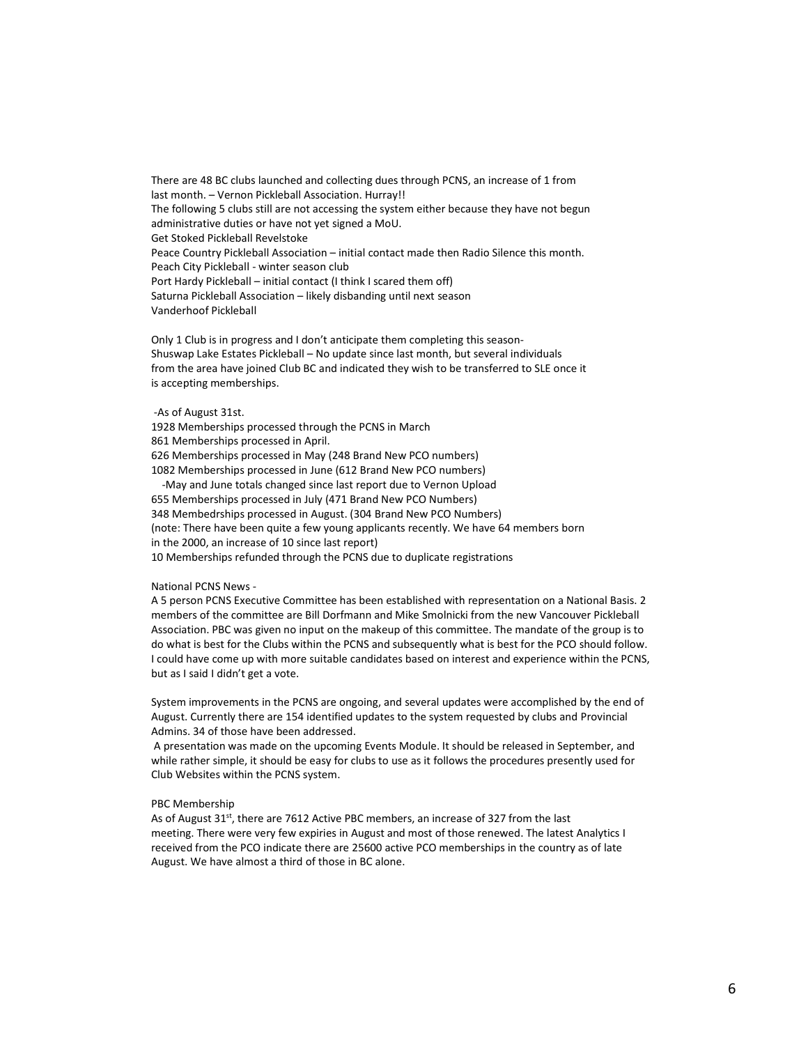There are 48 BC clubs launched and collecting dues through PCNS, an increase of 1 from last month. – Vernon Pickleball Association. Hurray!!

The following 5 clubs still are not accessing the system either because they have not begun administrative duties or have not yet signed a MoU.

Get Stoked Pickleball Revelstoke

Peace Country Pickleball Association – initial contact made then Radio Silence this month.

Peach City Pickleball - winter season club

Port Hardy Pickleball – initial contact (I think I scared them off)

Saturna Pickleball Association – likely disbanding until next season

Vanderhoof Pickleball

Only 1 Club is in progress and I don't anticipate them completing this season-
Shuswap Lake Estates Pickleball – No update since last month, but several individuals from the area have joined Club BC and indicated they wish to be transferred to SLE once it is accepting memberships.

-As of August 31st.

1928 Memberships processed through the PCNS in March

861 Memberships processed in April.

626 Memberships processed in May (248 Brand New PCO numbers)

1082 Memberships processed in June (612 Brand New PCO numbers)

-May and June totals changed since last report due to Vernon Upload

655 Memberships processed in July (471 Brand New PCO Numbers)

348 Membedrships processed in August. (304 Brand New PCO Numbers)

(note: There have been quite a few young applicants recently. We have 64 members born in the 2000, an increase of 10 since last report)

10 Memberships refunded through the PCNS due to duplicate registrations

National PCNS News -

A 5 person PCNS Executive Committee has been established with representation on a National Basis. 2 members of the committee are Bill Dorfmann and Mike Smolnicki from the new Vancouver Pickleball Association. PBC was given no input on the makeup of this committee. The mandate of the group is to do what is best for the Clubs within the PCNS and subsequently what is best for the PCO should follow. I could have come up with more suitable candidates based on interest and experience within the PCNS, but as I said I didn't get a vote.

System improvements in the PCNS are ongoing, and several updates were accomplished by the end of August. Currently there are 154 identified updates to the system requested by clubs and Provincial Admins. 34 of those have been addressed.

A presentation was made on the upcoming Events Module. It should be released in September, and while rather simple, it should be easy for clubs to use as it follows the procedures presently used for Club Websites within the PCNS system.

PBC Membership

As of August 31st, there are 7612 Active PBC members, an increase of 327 from the last meeting. There were very few expiries in August and most of those renewed. The latest Analytics I received from the PCO indicate there are 25600 active PCO memberships in the country as of late August. We have almost a third of those in BC alone.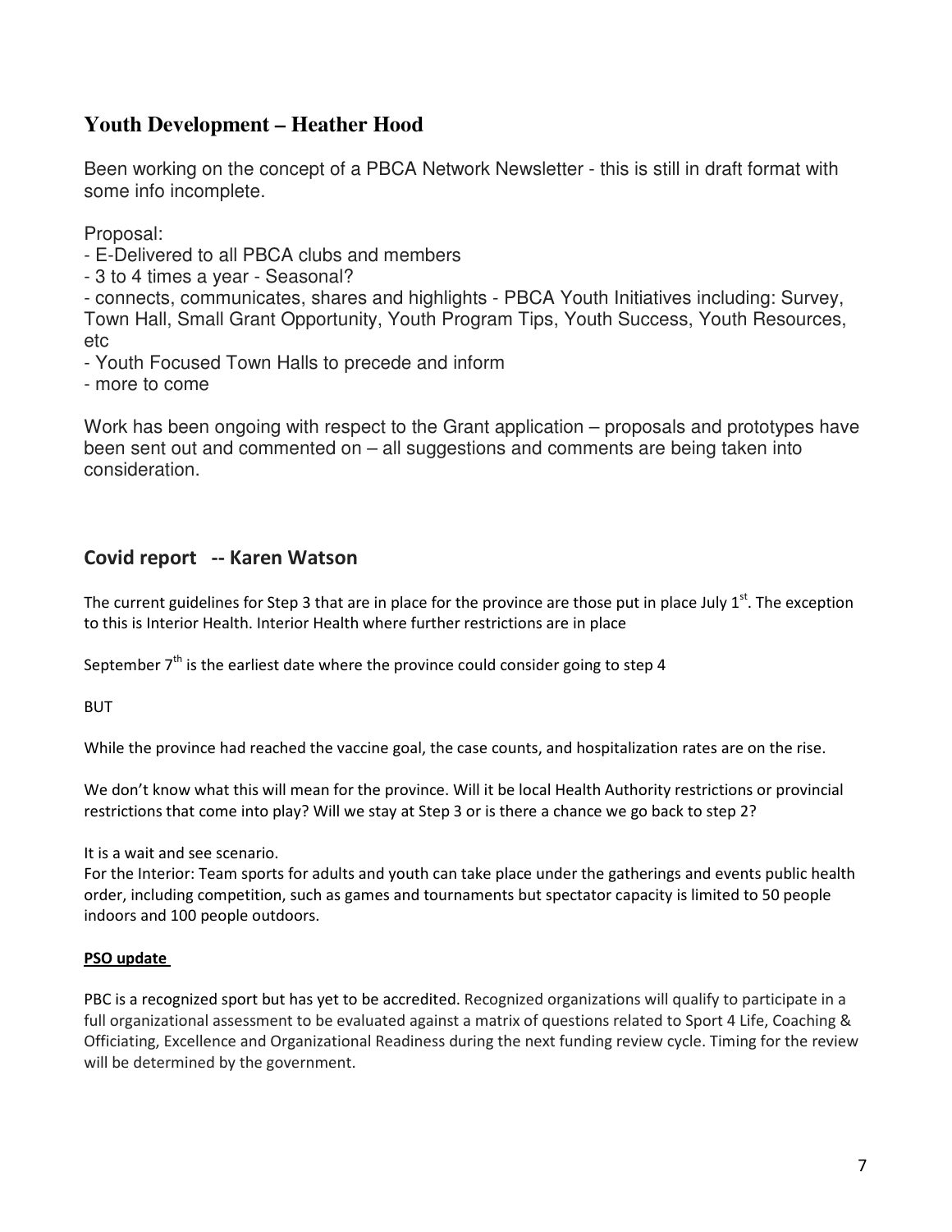## Youth Development – Heather Hood

Been working on the concept of a PBCA Network Newsletter - this is still in draft format with some info incomplete.

Proposal:

- E-Delivered to all PBCA clubs and members
- 3 to 4 times a year - Seasonal?
- connects, communicates, shares and highlights - PBCA Youth Initiatives including: Survey, Town Hall, Small Grant Opportunity, Youth Program Tips, Youth Success, Youth Resources, etc
- Youth Focused Town Halls to precede and inform
- more to come

Work has been ongoing with respect to the Grant application – proposals and prototypes have been sent out and commented on – all suggestions and comments are being taken into consideration.

## Covid report -- Karen Watson

The current guidelines for Step 3 that are in place for the province are those put in place July 1st. The exception to this is Interior Health. Interior Health where further restrictions are in place

September 7th is the earliest date where the province could consider going to step 4

BUT

While the province had reached the vaccine goal, the case counts, and hospitalization rates are on the rise.

We don't know what this will mean for the province. Will it be local Health Authority restrictions or provincial restrictions that come into play? Will we stay at Step 3 or is there a chance we go back to step 2?

It is a wait and see scenario.
For the Interior: Team sports for adults and youth can take place under the gatherings and events public health order, including competition, such as games and tournaments but spectator capacity is limited to 50 people indoors and 100 people outdoors.

**PSO update**

PBC is a recognized sport but has yet to be accredited. Recognized organizations will qualify to participate in a full organizational assessment to be evaluated against a matrix of questions related to Sport 4 Life, Coaching & Officiating, Excellence and Organizational Readiness during the next funding review cycle. Timing for the review will be determined by the government.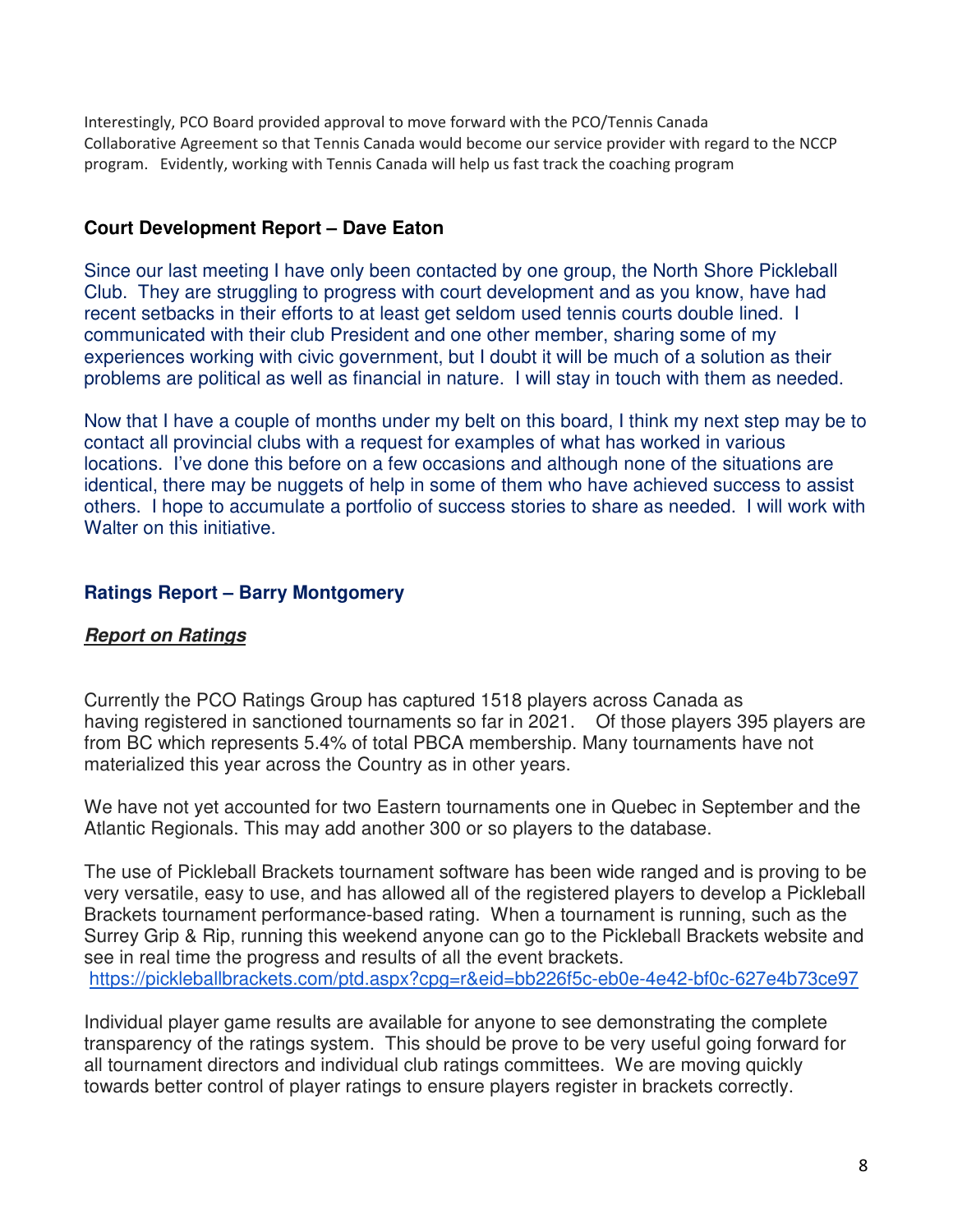Interestingly, PCO Board provided approval to move forward with the PCO/Tennis Canada Collaborative Agreement so that Tennis Canada would become our service provider with regard to the NCCP program. Evidently, working with Tennis Canada will help us fast track the coaching program

### Court Development Report – Dave Eaton

Since our last meeting I have only been contacted by one group, the North Shore Pickleball Club. They are struggling to progress with court development and as you know, have had recent setbacks in their efforts to at least get seldom used tennis courts double lined. I communicated with their club President and one other member, sharing some of my experiences working with civic government, but I doubt it will be much of a solution as their problems are political as well as financial in nature. I will stay in touch with them as needed.

Now that I have a couple of months under my belt on this board, I think my next step may be to contact all provincial clubs with a request for examples of what has worked in various locations. I've done this before on a few occasions and although none of the situations are identical, there may be nuggets of help in some of them who have achieved success to assist others. I hope to accumulate a portfolio of success stories to share as needed. I will work with Walter on this initiative.

### Ratings Report – Barry Montgomery

***Report on Ratings***

Currently the PCO Ratings Group has captured 1518 players across Canada as having registered in sanctioned tournaments so far in 2021. Of those players 395 players are from BC which represents 5.4% of total PBCA membership. Many tournaments have not materialized this year across the Country as in other years.

We have not yet accounted for two Eastern tournaments one in Quebec in September and the Atlantic Regionals. This may add another 300 or so players to the database.

The use of Pickleball Brackets tournament software has been wide ranged and is proving to be very versatile, easy to use, and has allowed all of the registered players to develop a Pickleball Brackets tournament performance-based rating. When a tournament is running, such as the Surrey Grip & Rip, running this weekend anyone can go to the Pickleball Brackets website and see in real time the progress and results of all the event brackets.
https://pickleballbrackets.com/ptd.aspx?cpg=r&eid=bb226f5c-eb0e-4e42-bf0c-627e4b73ce97

Individual player game results are available for anyone to see demonstrating the complete transparency of the ratings system. This should be prove to be very useful going forward for all tournament directors and individual club ratings committees. We are moving quickly towards better control of player ratings to ensure players register in brackets correctly.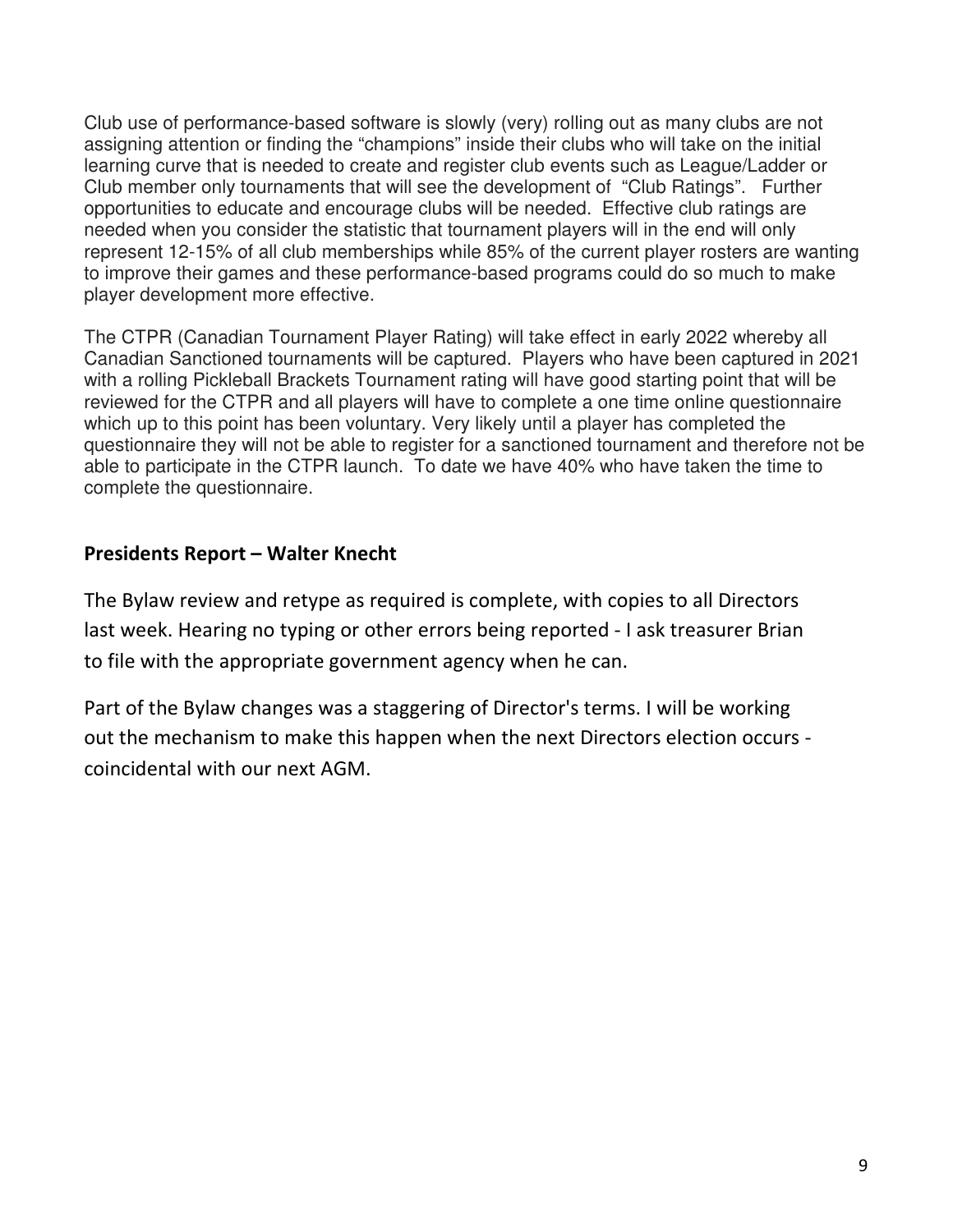Club use of performance-based software is slowly (very) rolling out as many clubs are not assigning attention or finding the "champions" inside their clubs who will take on the initial learning curve that is needed to create and register club events such as League/Ladder or Club member only tournaments that will see the development of "Club Ratings". Further opportunities to educate and encourage clubs will be needed. Effective club ratings are needed when you consider the statistic that tournament players will in the end will only represent 12-15% of all club memberships while 85% of the current player rosters are wanting to improve their games and these performance-based programs could do so much to make player development more effective.

The CTPR (Canadian Tournament Player Rating) will take effect in early 2022 whereby all Canadian Sanctioned tournaments will be captured. Players who have been captured in 2021 with a rolling Pickleball Brackets Tournament rating will have good starting point that will be reviewed for the CTPR and all players will have to complete a one time online questionnaire which up to this point has been voluntary. Very likely until a player has completed the questionnaire they will not be able to register for a sanctioned tournament and therefore not be able to participate in the CTPR launch. To date we have 40% who have taken the time to complete the questionnaire.

## Presidents Report – Walter Knecht

The Bylaw review and retype as required is complete, with copies to all Directors last week. Hearing no typing or other errors being reported - I ask treasurer Brian to file with the appropriate government agency when he can.

Part of the Bylaw changes was a staggering of Director's terms. I will be working out the mechanism to make this happen when the next Directors election occurs - coincidental with our next AGM.